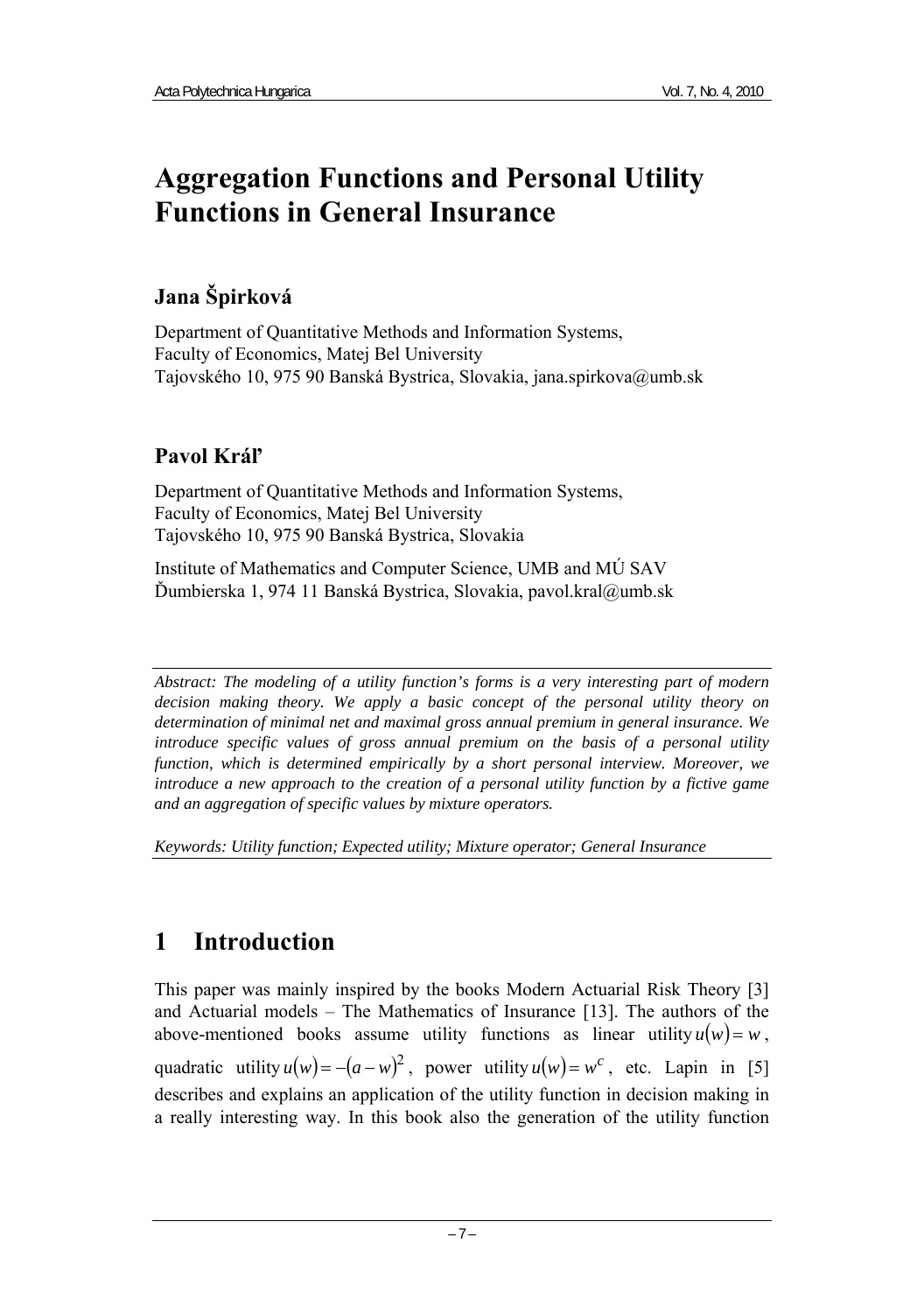// Aggregation Functions and Personal Utility Functions in General Insurance

## Jana Špirková

Department of Quantitative Methods and Information Systems,
Faculty of Economics, Matej Bel University
Tajovského 10, 975 90 Banská Bystrica, Slovakia, jana.spirkova@umb.sk

## Pavol Kráľ

Department of Quantitative Methods and Information Systems,
Faculty of Economics, Matej Bel University
Tajovského 10, 975 90 Banská Bystrica, Slovakia

Institute of Mathematics and Computer Science, UMB and MÚ SAV
Ďumbierska 1, 974 11 Banská Bystrica, Slovakia, pavol.kral@umb.sk

*Abstract: The modeling of a utility function's forms is a very interesting part of modern decision making theory. We apply a basic concept of the personal utility theory on determination of minimal net and maximal gross annual premium in general insurance. We introduce specific values of gross annual premium on the basis of a personal utility function, which is determined empirically by a short personal interview. Moreover, we introduce a new approach to the creation of a personal utility function by a fictive game and an aggregation of specific values by mixture operators.*

*Keywords: Utility function; Expected utility; Mixture operator; General Insurance*

## 1 Introduction

This paper was mainly inspired by the books Modern Actuarial Risk Theory [3] and Actuarial models – The Mathematics of Insurance [13]. The authors of the above-mentioned books assume utility functions as linear utility $u(w) = w$, quadratic utility $u(w) = -(a - w)^2$, power utility $u(w) = w^c$, etc. Lapin in [5] describes and explains an application of the utility function in decision making in a really interesting way. In this book also the generation of the utility function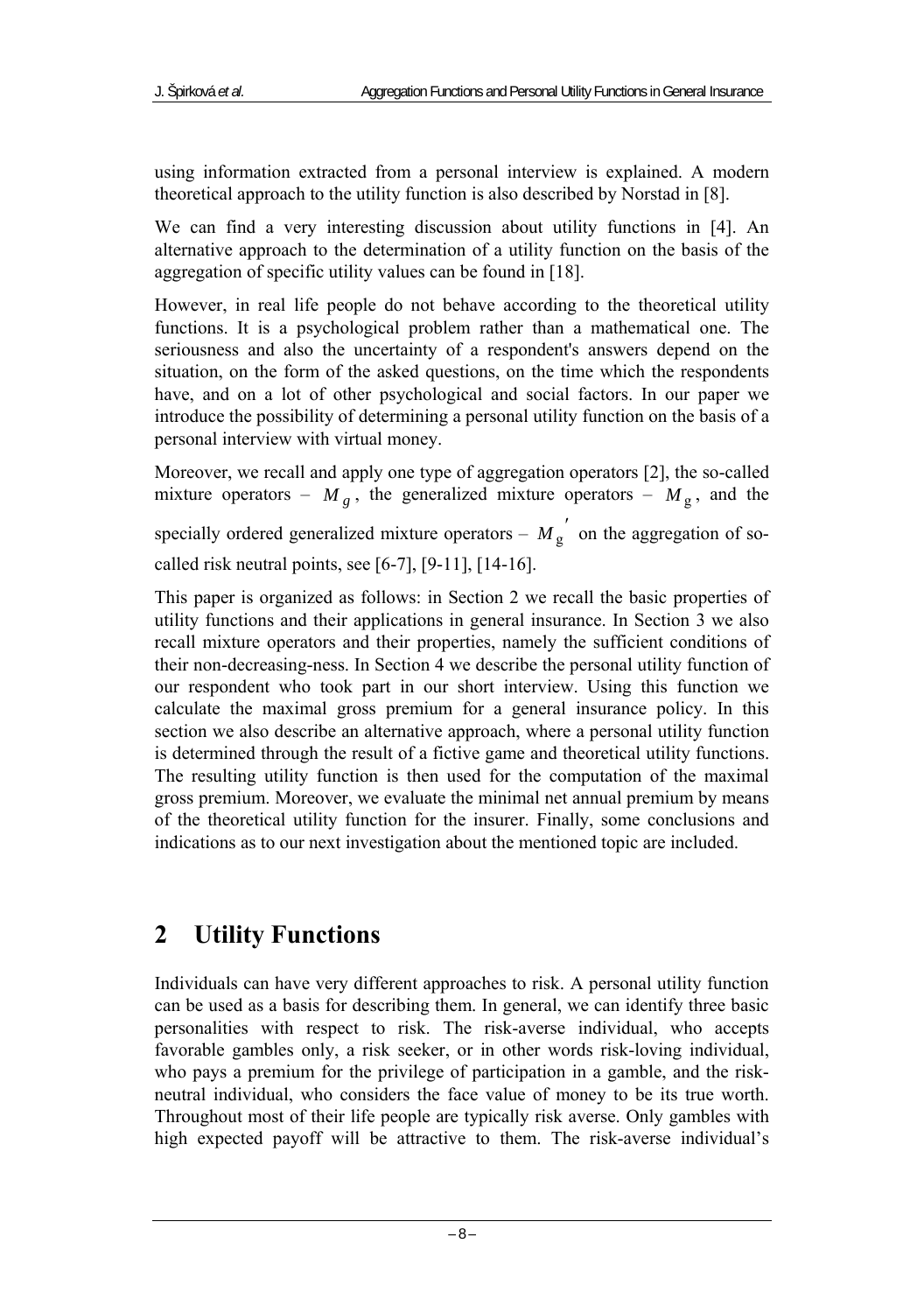using information extracted from a personal interview is explained. A modern theoretical approach to the utility function is also described by Norstad in [8].

We can find a very interesting discussion about utility functions in [4]. An alternative approach to the determination of a utility function on the basis of the aggregation of specific utility values can be found in [18].

However, in real life people do not behave according to the theoretical utility functions. It is a psychological problem rather than a mathematical one. The seriousness and also the uncertainty of a respondent's answers depend on the situation, on the form of the asked questions, on the time which the respondents have, and on a lot of other psychological and social factors. In our paper we introduce the possibility of determining a personal utility function on the basis of a personal interview with virtual money.

Moreover, we recall and apply one type of aggregation operators [2], the so-called mixture operators – $M_g$, the generalized mixture operators – $M_{\mathrm{g}}$, and the specially ordered generalized mixture operators – $M_{\mathrm{g}}{}'$ on the aggregation of so-called risk neutral points, see [6-7], [9-11], [14-16].

This paper is organized as follows: in Section 2 we recall the basic properties of utility functions and their applications in general insurance. In Section 3 we also recall mixture operators and their properties, namely the sufficient conditions of their non-decreasing-ness. In Section 4 we describe the personal utility function of our respondent who took part in our short interview. Using this function we calculate the maximal gross premium for a general insurance policy. In this section we also describe an alternative approach, where a personal utility function is determined through the result of a fictive game and theoretical utility functions. The resulting utility function is then used for the computation of the maximal gross premium. Moreover, we evaluate the minimal net annual premium by means of the theoretical utility function for the insurer. Finally, some conclusions and indications as to our next investigation about the mentioned topic are included.

## 2 Utility Functions

Individuals can have very different approaches to risk. A personal utility function can be used as a basis for describing them. In general, we can identify three basic personalities with respect to risk. The risk-averse individual, who accepts favorable gambles only, a risk seeker, or in other words risk-loving individual, who pays a premium for the privilege of participation in a gamble, and the risk-neutral individual, who considers the face value of money to be its true worth. Throughout most of their life people are typically risk averse. Only gambles with high expected payoff will be attractive to them. The risk-averse individual's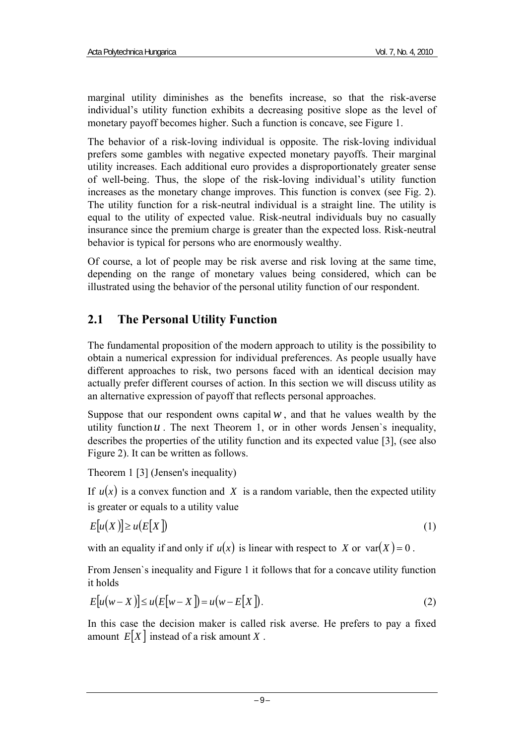marginal utility diminishes as the benefits increase, so that the risk-averse individual's utility function exhibits a decreasing positive slope as the level of monetary payoff becomes higher. Such a function is concave, see Figure 1.

The behavior of a risk-loving individual is opposite. The risk-loving individual prefers some gambles with negative expected monetary payoffs. Their marginal utility increases. Each additional euro provides a disproportionately greater sense of well-being. Thus, the slope of the risk-loving individual's utility function increases as the monetary change improves. This function is convex (see Fig. 2). The utility function for a risk-neutral individual is a straight line. The utility is equal to the utility of expected value. Risk-neutral individuals buy no casually insurance since the premium charge is greater than the expected loss. Risk-neutral behavior is typical for persons who are enormously wealthy.

Of course, a lot of people may be risk averse and risk loving at the same time, depending on the range of monetary values being considered, which can be illustrated using the behavior of the personal utility function of our respondent.

## 2.1 The Personal Utility Function

The fundamental proposition of the modern approach to utility is the possibility to obtain a numerical expression for individual preferences. As people usually have different approaches to risk, two persons faced with an identical decision may actually prefer different courses of action. In this section we will discuss utility as an alternative expression of payoff that reflects personal approaches.

Suppose that our respondent owns capital $w$, and that he values wealth by the utility function $u$. The next Theorem 1, or in other words Jensen`s inequality, describes the properties of the utility function and its expected value [3], (see also Figure 2). It can be written as follows.

Theorem 1 [3] (Jensen's inequality)

If $u(x)$ is a convex function and $X$ is a random variable, then the expected utility is greater or equals to a utility value

$$E[u(X)] \geq u(E[X]) \tag{1}$$

with an equality if and only if $u(x)$ is linear with respect to $X$ or $\operatorname{var}(X) = 0$.

From Jensen`s inequality and Figure 1 it follows that for a concave utility function it holds

$$E[u(w - X)] \leq u(E[w - X]) = u(w - E[X]). \tag{2}$$

In this case the decision maker is called risk averse. He prefers to pay a fixed amount $E[X]$ instead of a risk amount $X$.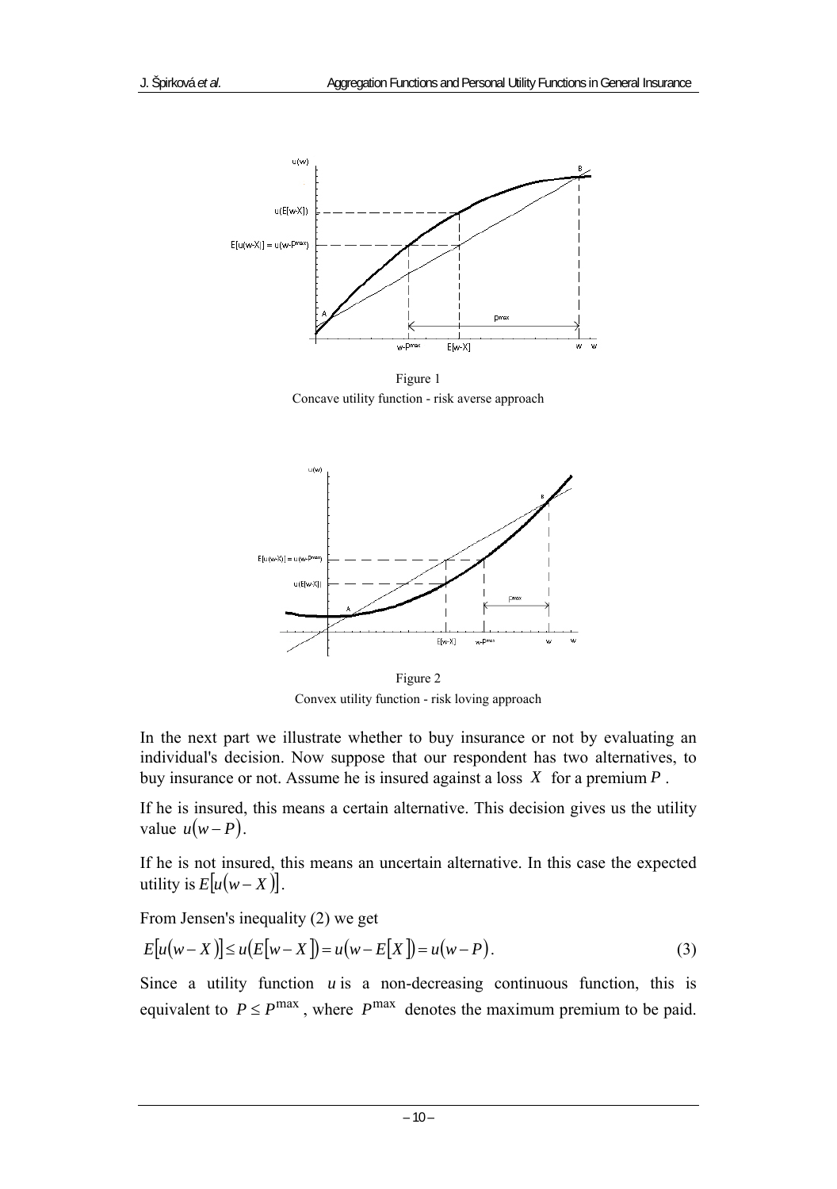Figure 1
Concave utility function - risk averse approach

Figure 2
Convex utility function - risk loving approach

In the next part we illustrate whether to buy insurance or not by evaluating an individual's decision. Now suppose that our respondent has two alternatives, to buy insurance or not. Assume he is insured against a loss $X$ for a premium $P$.

If he is insured, this means a certain alternative. This decision gives us the utility value $u(w-P)$.

If he is not insured, this means an uncertain alternative. In this case the expected utility is $E[u(w-X)]$.

From Jensen's inequality (2) we get

$$E[u(w-X)] \leq u(E[w-X]) = u(w-E[X]) = u(w-P). \tag{3}$$

Since a utility function $u$ is a non-decreasing continuous function, this is equivalent to $P \leq P^{\max}$, where $P^{\max}$ denotes the maximum premium to be paid.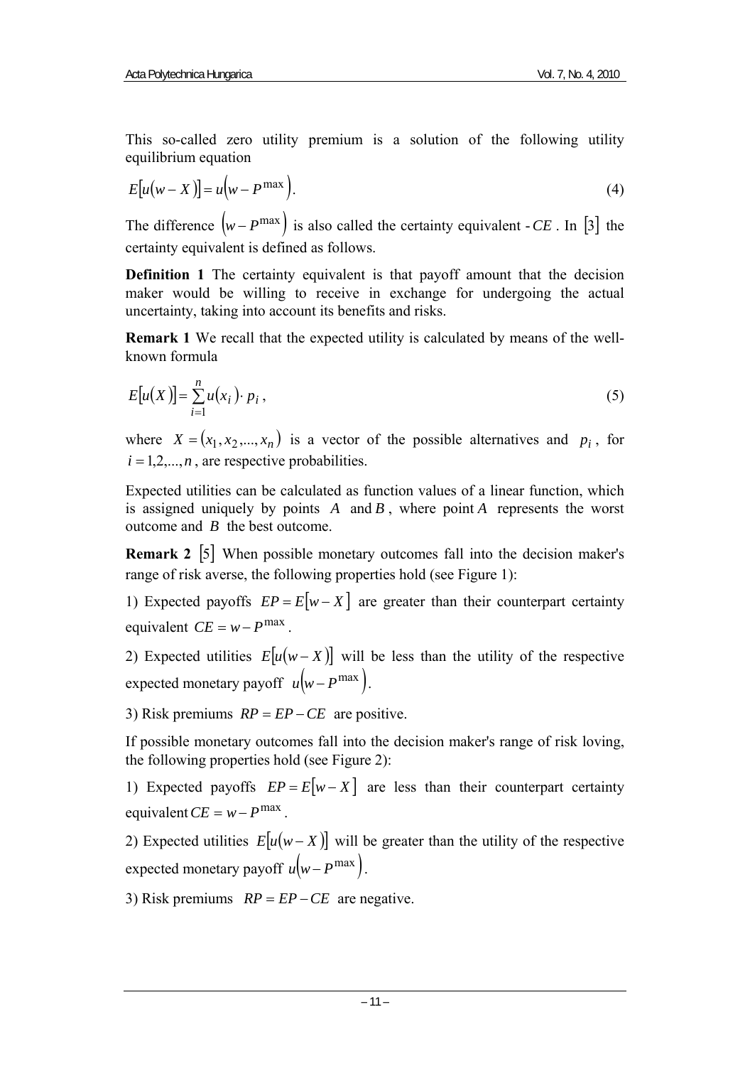This so-called zero utility premium is a solution of the following utility equilibrium equation

$$E[u(w-X)] = u\left(w - P^{\max}\right). \tag{4}$$

The difference $\left(w - P^{\max}\right)$ is also called the certainty equivalent - $CE$. In [3] the certainty equivalent is defined as follows.

**Definition 1** The certainty equivalent is that payoff amount that the decision maker would be willing to receive in exchange for undergoing the actual uncertainty, taking into account its benefits and risks.

**Remark 1** We recall that the expected utility is calculated by means of the well-known formula

$$E[u(X)] = \sum_{i=1}^{n} u(x_i) \cdot p_i\,, \tag{5}$$

where $X = (x_1, x_2, ..., x_n)$ is a vector of the possible alternatives and $p_i$, for $i = 1,2,...,n$, are respective probabilities.

Expected utilities can be calculated as function values of a linear function, which is assigned uniquely by points $A$ and $B$, where point $A$ represents the worst outcome and $B$ the best outcome.

**Remark 2** [5] When possible monetary outcomes fall into the decision maker's range of risk averse, the following properties hold (see Figure 1):

1) Expected payoffs $EP = E[w - X]$ are greater than their counterpart certainty equivalent $CE = w - P^{\max}$.

2) Expected utilities $E[u(w-X)]$ will be less than the utility of the respective expected monetary payoff $u\left(w - P^{\max}\right)$.

3) Risk premiums $RP = EP - CE$ are positive.

If possible monetary outcomes fall into the decision maker's range of risk loving, the following properties hold (see Figure 2):

1) Expected payoffs $EP = E[w - X]$ are less than their counterpart certainty equivalent $CE = w - P^{\max}$.

2) Expected utilities $E[u(w-X)]$ will be greater than the utility of the respective expected monetary payoff $u\left(w - P^{\max}\right)$.

3) Risk premiums $RP = EP - CE$ are negative.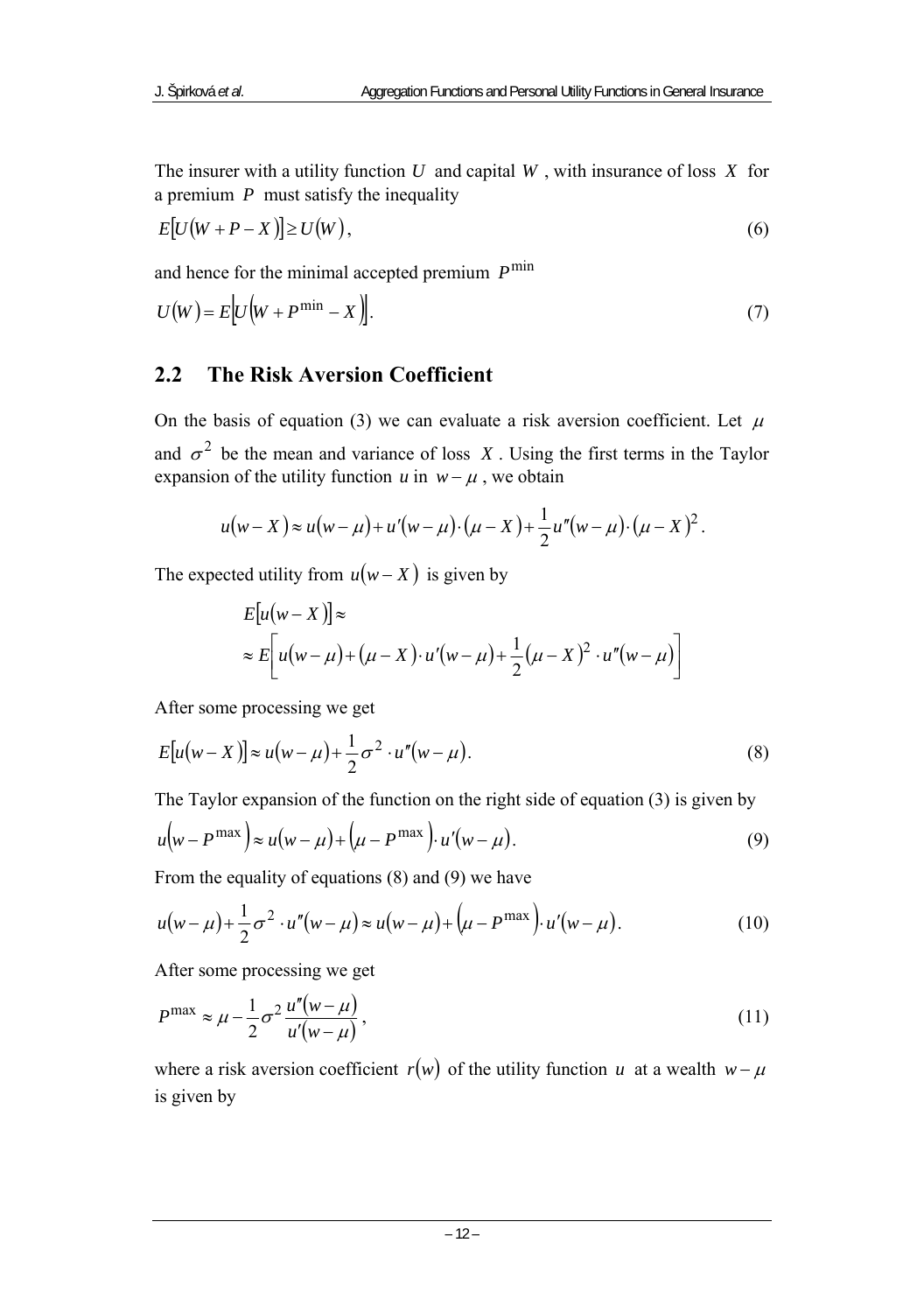The insurer with a utility function $U$ and capital $W$, with insurance of loss $X$ for a premium $P$ must satisfy the inequality

$$E[U(W+P-X)] \geq U(W), \tag{6}$$

and hence for the minimal accepted premium $P^{\min}$

$$U(W) = E\left[U\left(W + P^{\min} - X\right)\right]. \tag{7}$$

## 2.2 The Risk Aversion Coefficient

On the basis of equation (3) we can evaluate a risk aversion coefficient. Let $\mu$ and $\sigma^2$ be the mean and variance of loss $X$. Using the first terms in the Taylor expansion of the utility function $u$ in $w-\mu$, we obtain

$$u(w-X) \approx u(w-\mu) + u'(w-\mu)\cdot(\mu - X) + \frac{1}{2}u''(w-\mu)\cdot(\mu - X)^2.$$

The expected utility from $u(w-X)$ is given by

$$E[u(w-X)] \approx$$
$$\approx E\left[u(w-\mu) + (\mu - X)\cdot u'(w-\mu) + \frac{1}{2}(\mu - X)^2 \cdot u''(w-\mu)\right]$$

After some processing we get

$$E[u(w-X)] \approx u(w-\mu) + \frac{1}{2}\sigma^2 \cdot u''(w-\mu). \tag{8}$$

The Taylor expansion of the function on the right side of equation (3) is given by

$$u\left(w - P^{\max}\right) \approx u(w-\mu) + \left(\mu - P^{\max}\right)\cdot u'(w-\mu). \tag{9}$$

From the equality of equations (8) and (9) we have

$$u(w-\mu) + \frac{1}{2}\sigma^2 \cdot u''(w-\mu) \approx u(w-\mu) + \left(\mu - P^{\max}\right)\cdot u'(w-\mu). \tag{10}$$

After some processing we get

$$P^{\max} \approx \mu - \frac{1}{2}\sigma^2 \frac{u''(w-\mu)}{u'(w-\mu)}, \tag{11}$$

where a risk aversion coefficient $r(w)$ of the utility function $u$ at a wealth $w-\mu$ is given by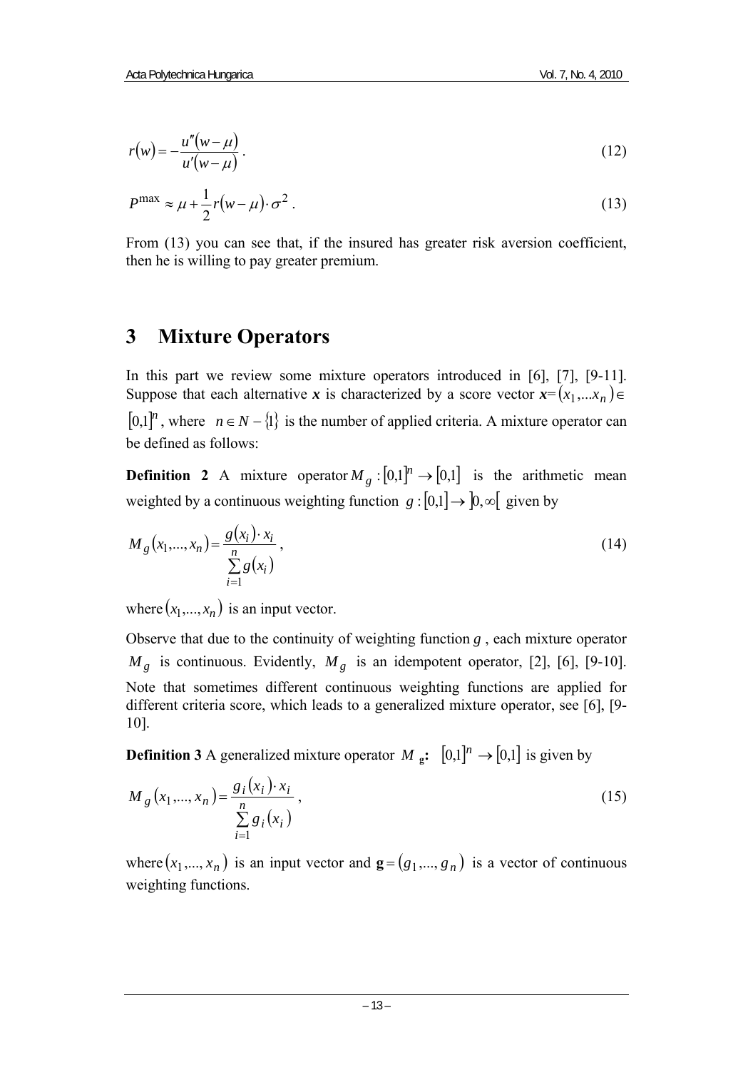$$r(w) = -\frac{u''(w-\mu)}{u'(w-\mu)}. \tag{12}$$

$$P^{\max} \approx \mu + \frac{1}{2} r(w-\mu) \cdot \sigma^2. \tag{13}$$

From (13) you can see that, if the insured has greater risk aversion coefficient, then he is willing to pay greater premium.

## 3 Mixture Operators

In this part we review some mixture operators introduced in [6], [7], [9-11]. Suppose that each alternative $\boldsymbol{x}$ is characterized by a score vector $\boldsymbol{x}=(x_1,...x_n) \in [0,1]^n$, where $n \in N - \{1\}$ is the number of applied criteria. A mixture operator can be defined as follows:

**Definition 2** A mixture operator $M_g : [0,1]^n \to [0,1]$ is the arithmetic mean weighted by a continuous weighting function $g : [0,1] \to ]0,\infty[$ given by

$$M_g(x_1,...,x_n) = \frac{g(x_i) \cdot x_i}{\sum_{i=1}^{n} g(x_i)}, \tag{14}$$

where $(x_1,...,x_n)$ is an input vector.

Observe that due to the continuity of weighting function $g$, each mixture operator $M_g$ is continuous. Evidently, $M_g$ is an idempotent operator, [2], [6], [9-10]. Note that sometimes different continuous weighting functions are applied for different criteria score, which leads to a generalized mixture operator, see [6], [9-10].

**Definition 3** A generalized mixture operator $M_{\mathbf{g}}$**:** $[0,1]^n \to [0,1]$ is given by

$$M_g(x_1,...,x_n) = \frac{g_i(x_i) \cdot x_i}{\sum_{i=1}^{n} g_i(x_i)}, \tag{15}$$

where $(x_1,...,x_n)$ is an input vector and $\mathbf{g} = (g_1,...,g_n)$ is a vector of continuous weighting functions.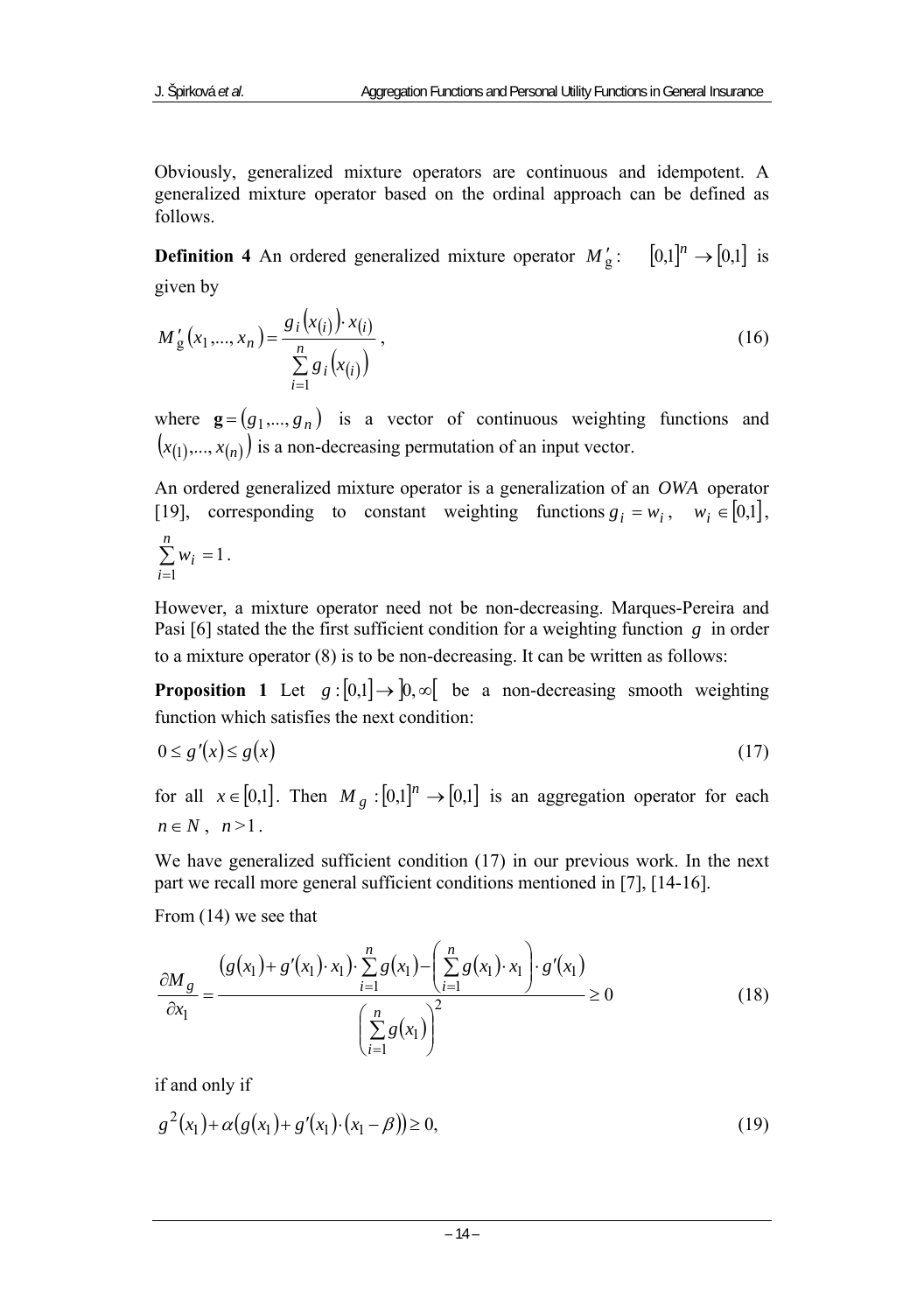Obviously, generalized mixture operators are continuous and idempotent. A generalized mixture operator based on the ordinal approach can be defined as follows.

**Definition 4** An ordered generalized mixture operator $M'_{\mathrm{g}}: \quad [0,1]^n \to [0,1]$ is given by

$$M'_{\mathrm{g}}(x_1,\ldots,x_n) = \frac{g_i\left(x_{(i)}\right)\cdot x_{(i)}}{\sum_{i=1}^{n} g_i\left(x_{(i)}\right)}, \tag{16}$$

where $\mathbf{g} = (g_1,\ldots,g_n)$ is a vector of continuous weighting functions and $\left(x_{(1)},\ldots,x_{(n)}\right)$ is a non-decreasing permutation of an input vector.

An ordered generalized mixture operator is a generalization of an $OWA$ operator [19], corresponding to constant weighting functions $g_i = w_i, \quad w_i \in [0,1]$, $\sum_{i=1}^{n} w_i = 1$.

However, a mixture operator need not be non-decreasing. Marques-Pereira and Pasi [6] stated the the first sufficient condition for a weighting function $g$ in order to a mixture operator (8) is to be non-decreasing. It can be written as follows:

**Proposition 1** Let $g:[0,1] \to ]0,\infty[$ be a non-decreasing smooth weighting function which satisfies the next condition:

$$0 \le g'(x) \le g(x) \tag{17}$$

for all $x \in [0,1]$. Then $M_g:[0,1]^n \to [0,1]$ is an aggregation operator for each $n \in N, \ n > 1$.

We have generalized sufficient condition (17) in our previous work. In the next part we recall more general sufficient conditions mentioned in [7], [14-16].

From (14) we see that

$$\frac{\partial M_g}{\partial x_1} = \frac{\left(g(x_1) + g'(x_1)\cdot x_1\right)\cdot \sum_{i=1}^{n} g(x_1) - \left(\sum_{i=1}^{n} g(x_1)\cdot x_1\right)\cdot g'(x_1)}{\left(\sum_{i=1}^{n} g(x_1)\right)^2} \ge 0 \tag{18}$$

if and only if

$$g^2(x_1) + \alpha\left(g(x_1) + g'(x_1)\cdot(x_1 - \beta)\right) \ge 0, \tag{19}$$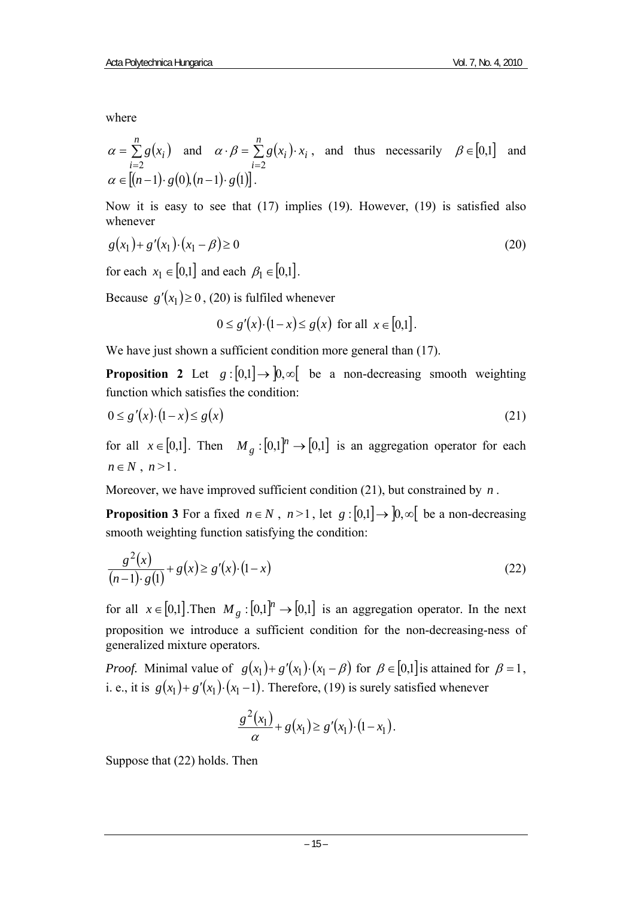where

$\alpha = \sum_{i=2}^{n} g(x_i)$ and $\alpha \cdot \beta = \sum_{i=2}^{n} g(x_i) \cdot x_i$, and thus necessarily $\beta \in [0,1]$ and $\alpha \in [(n-1) \cdot g(0), (n-1) \cdot g(1)]$.

Now it is easy to see that (17) implies (19). However, (19) is satisfied also whenever

$$g(x_1) + g'(x_1) \cdot (x_1 - \beta) \geq 0 \tag{20}$$

for each $x_1 \in [0,1]$ and each $\beta_1 \in [0,1]$.

Because $g'(x_1) \geq 0$, (20) is fulfiled whenever

$$0 \leq g'(x) \cdot (1 - x) \leq g(x) \text{ for all } x \in [0,1].$$

We have just shown a sufficient condition more general than (17).

**Proposition 2** Let $g : [0,1] \to ]0, \infty[$ be a non-decreasing smooth weighting function which satisfies the condition:

$$0 \leq g'(x) \cdot (1 - x) \leq g(x) \tag{21}$$

for all $x \in [0,1]$. Then $M_g : [0,1]^n \to [0,1]$ is an aggregation operator for each $n \in N$, $n > 1$.

Moreover, we have improved sufficient condition (21), but constrained by $n$.

**Proposition 3** For a fixed $n \in N$, $n > 1$, let $g : [0,1] \to ]0, \infty[$ be a non-decreasing smooth weighting function satisfying the condition:

$$\frac{g^2(x)}{(n-1) \cdot g(1)} + g(x) \geq g'(x) \cdot (1 - x) \tag{22}$$

for all $x \in [0,1]$. Then $M_g : [0,1]^n \to [0,1]$ is an aggregation operator. In the next proposition we introduce a sufficient condition for the non-decreasing-ness of generalized mixture operators.

*Proof.* Minimal value of $g(x_1) + g'(x_1) \cdot (x_1 - \beta)$ for $\beta \in [0,1]$ is attained for $\beta = 1$, i. e., it is $g(x_1) + g'(x_1) \cdot (x_1 - 1)$. Therefore, (19) is surely satisfied whenever

$$\frac{g^2(x_1)}{\alpha} + g(x_1) \geq g'(x_1) \cdot (1 - x_1).$$

Suppose that (22) holds. Then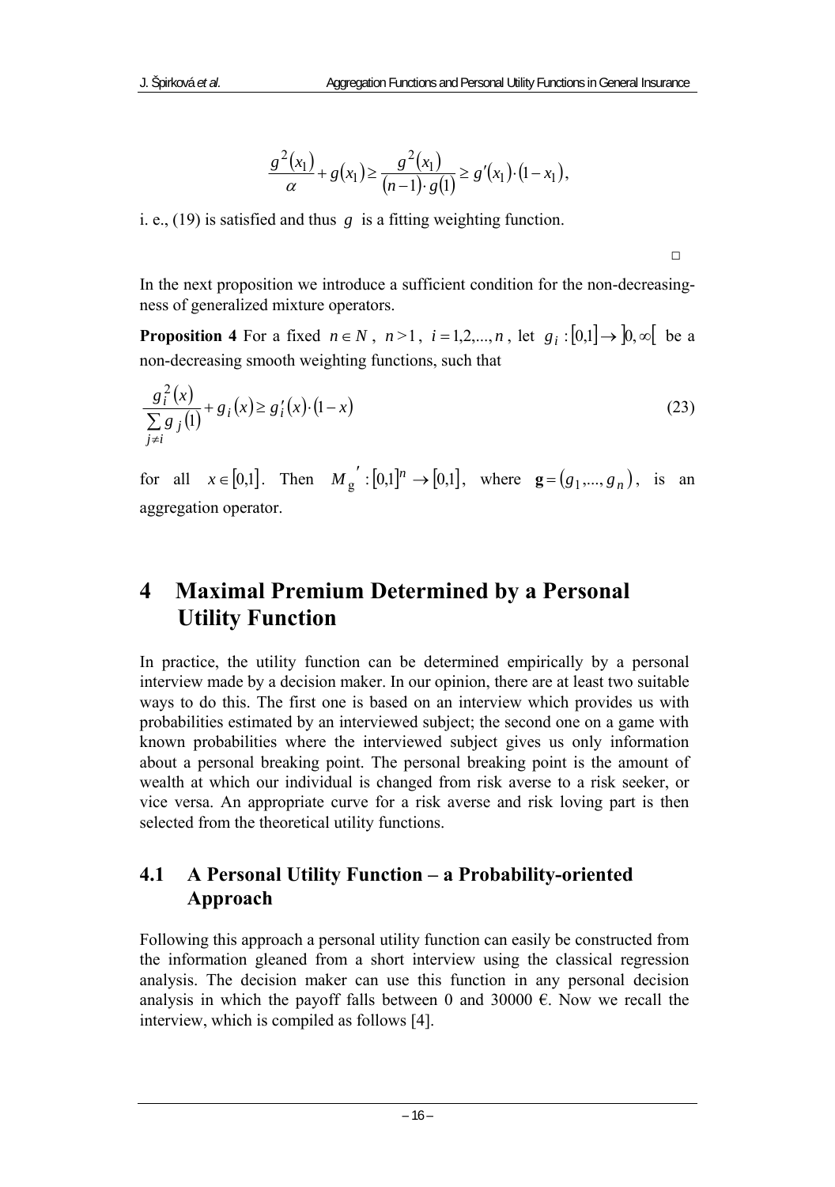$$\frac{g^2(x_1)}{\alpha} + g(x_1) \geq \frac{g^2(x_1)}{(n-1) \cdot g(1)} \geq g'(x_1) \cdot (1 - x_1),$$

i. e., (19) is satisfied and thus $g$ is a fitting weighting function.

□

In the next proposition we introduce a sufficient condition for the non-decreasingness of generalized mixture operators.

**Proposition 4** For a fixed $n \in N$, $n > 1$, $i = 1,2,...,n$, let $g_i : [0,1] \to ]0, \infty[$ be a non-decreasing smooth weighting functions, such that

$$\frac{g_i^2(x)}{\sum_{j \neq i} g_j(1)} + g_i(x) \geq g_i'(x) \cdot (1 - x) \tag{23}$$

for all $x \in [0,1]$. Then $M_{\mathbf{g}}' : [0,1]^n \to [0,1]$, where $\mathbf{g} = (g_1,...,g_n)$, is an aggregation operator.

# 4 Maximal Premium Determined by a Personal Utility Function

In practice, the utility function can be determined empirically by a personal interview made by a decision maker. In our opinion, there are at least two suitable ways to do this. The first one is based on an interview which provides us with probabilities estimated by an interviewed subject; the second one on a game with known probabilities where the interviewed subject gives us only information about a personal breaking point. The personal breaking point is the amount of wealth at which our individual is changed from risk averse to a risk seeker, or vice versa. An appropriate curve for a risk averse and risk loving part is then selected from the theoretical utility functions.

## 4.1 A Personal Utility Function – a Probability-oriented Approach

Following this approach a personal utility function can easily be constructed from the information gleaned from a short interview using the classical regression analysis. The decision maker can use this function in any personal decision analysis in which the payoff falls between 0 and 30000 €. Now we recall the interview, which is compiled as follows [4].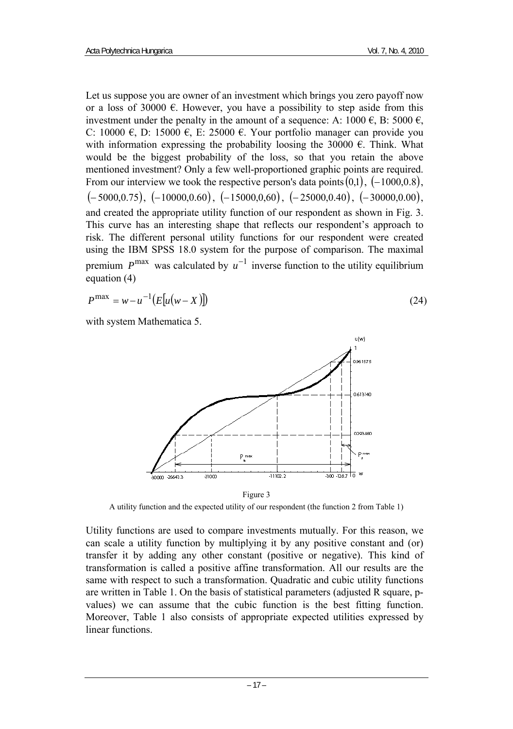Let us suppose you are owner of an investment which brings you zero payoff now or a loss of 30000 €. However, you have a possibility to step aside from this investment under the penalty in the amount of a sequence: A: 1000 €, B: 5000 €, C: 10000 €, D: 15000 €, E: 25000 €. Your portfolio manager can provide you with information expressing the probability loosing the 30000 €. Think. What would be the biggest probability of the loss, so that you retain the above mentioned investment? Only a few well-proportioned graphic points are required. From our interview we took the respective person's data points $(0,1)$, $(-1000,0.8)$, $(-5000,0.75)$, $(-10000,0.60)$, $(-15000,0,60)$, $(-25000,0.40)$, $(-30000,0.00)$, and created the appropriate utility function of our respondent as shown in Fig. 3. This curve has an interesting shape that reflects our respondent's approach to risk. The different personal utility functions for our respondent were created using the IBM SPSS 18.0 system for the purpose of comparison. The maximal premium $P^{\max}$ was calculated by $u^{-1}$ inverse function to the utility equilibrium equation (4)

$$P^{\max} = w - u^{-1}\left(E\left[u(w - X)\right]\right) \tag{24}$$

with system Mathematica 5.

Figure 3

A utility function and the expected utility of our respondent (the function 2 from Table 1)

Utility functions are used to compare investments mutually. For this reason, we can scale a utility function by multiplying it by any positive constant and (or) transfer it by adding any other constant (positive or negative). This kind of transformation is called a positive affine transformation. All our results are the same with respect to such a transformation. Quadratic and cubic utility functions are written in Table 1. On the basis of statistical parameters (adjusted R square, p-values) we can assume that the cubic function is the best fitting function. Moreover, Table 1 also consists of appropriate expected utilities expressed by linear functions.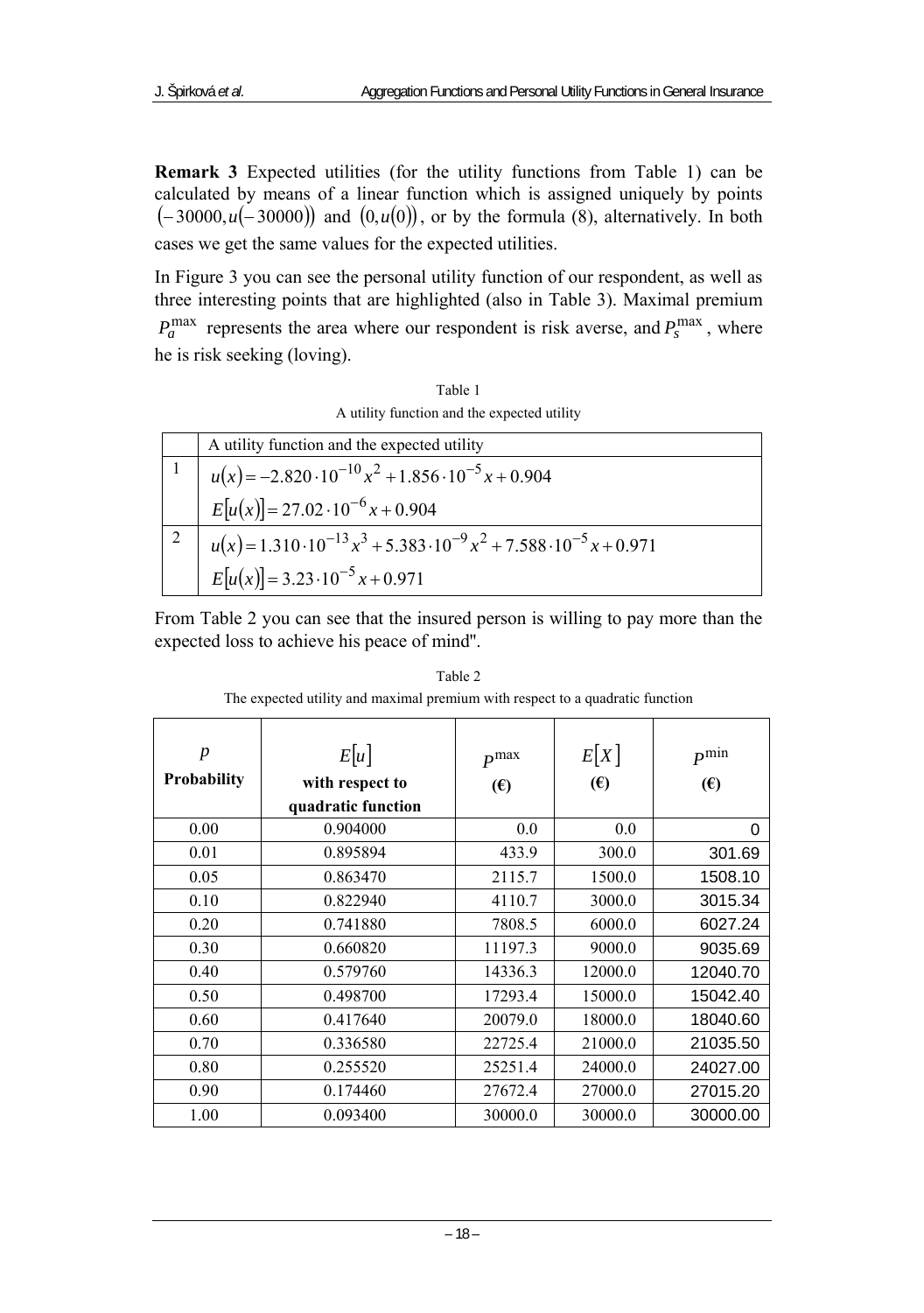**Remark 3** Expected utilities (for the utility functions from Table 1) can be calculated by means of a linear function which is assigned uniquely by points $(-30000, u(-30000))$ and $(0, u(0))$, or by the formula (8), alternatively. In both cases we get the same values for the expected utilities.

In Figure 3 you can see the personal utility function of our respondent, as well as three interesting points that are highlighted (also in Table 3). Maximal premium $P_a^{\max}$ represents the area where our respondent is risk averse, and $P_s^{\max}$, where he is risk seeking (loving).

Table 1

A utility function and the expected utility

| | A utility function and the expected utility |
|---|---|
| 1 | $u(x) = -2.820 \cdot 10^{-10} x^2 + 1.856 \cdot 10^{-5} x + 0.904$ <br> $E[u(x)] = 27.02 \cdot 10^{-6} x + 0.904$ |
| 2 | $u(x) = 1.310 \cdot 10^{-13} x^3 + 5.383 \cdot 10^{-9} x^2 + 7.588 \cdot 10^{-5} x + 0.971$ <br> $E[u(x)] = 3.23 \cdot 10^{-5} x + 0.971$ |

From Table 2 you can see that the insured person is willing to pay more than the expected loss to achieve his peace of mind".

Table 2

The expected utility and maximal premium with respect to a quadratic function

| $p$ **Probability** | $E[u]$ **with respect to quadratic function** | $P^{\max}$ **(€)** | $E[X]$ **(€)** | $P^{\min}$ **(€)** |
|---|---|---|---|---|
| 0.00 | 0.904000 | 0.0 | 0.0 | 0 |
| 0.01 | 0.895894 | 433.9 | 300.0 | 301.69 |
| 0.05 | 0.863470 | 2115.7 | 1500.0 | 1508.10 |
| 0.10 | 0.822940 | 4110.7 | 3000.0 | 3015.34 |
| 0.20 | 0.741880 | 7808.5 | 6000.0 | 6027.24 |
| 0.30 | 0.660820 | 11197.3 | 9000.0 | 9035.69 |
| 0.40 | 0.579760 | 14336.3 | 12000.0 | 12040.70 |
| 0.50 | 0.498700 | 17293.4 | 15000.0 | 15042.40 |
| 0.60 | 0.417640 | 20079.0 | 18000.0 | 18040.60 |
| 0.70 | 0.336580 | 22725.4 | 21000.0 | 21035.50 |
| 0.80 | 0.255520 | 25251.4 | 24000.0 | 24027.00 |
| 0.90 | 0.174460 | 27672.4 | 27000.0 | 27015.20 |
| 1.00 | 0.093400 | 30000.0 | 30000.0 | 30000.00 |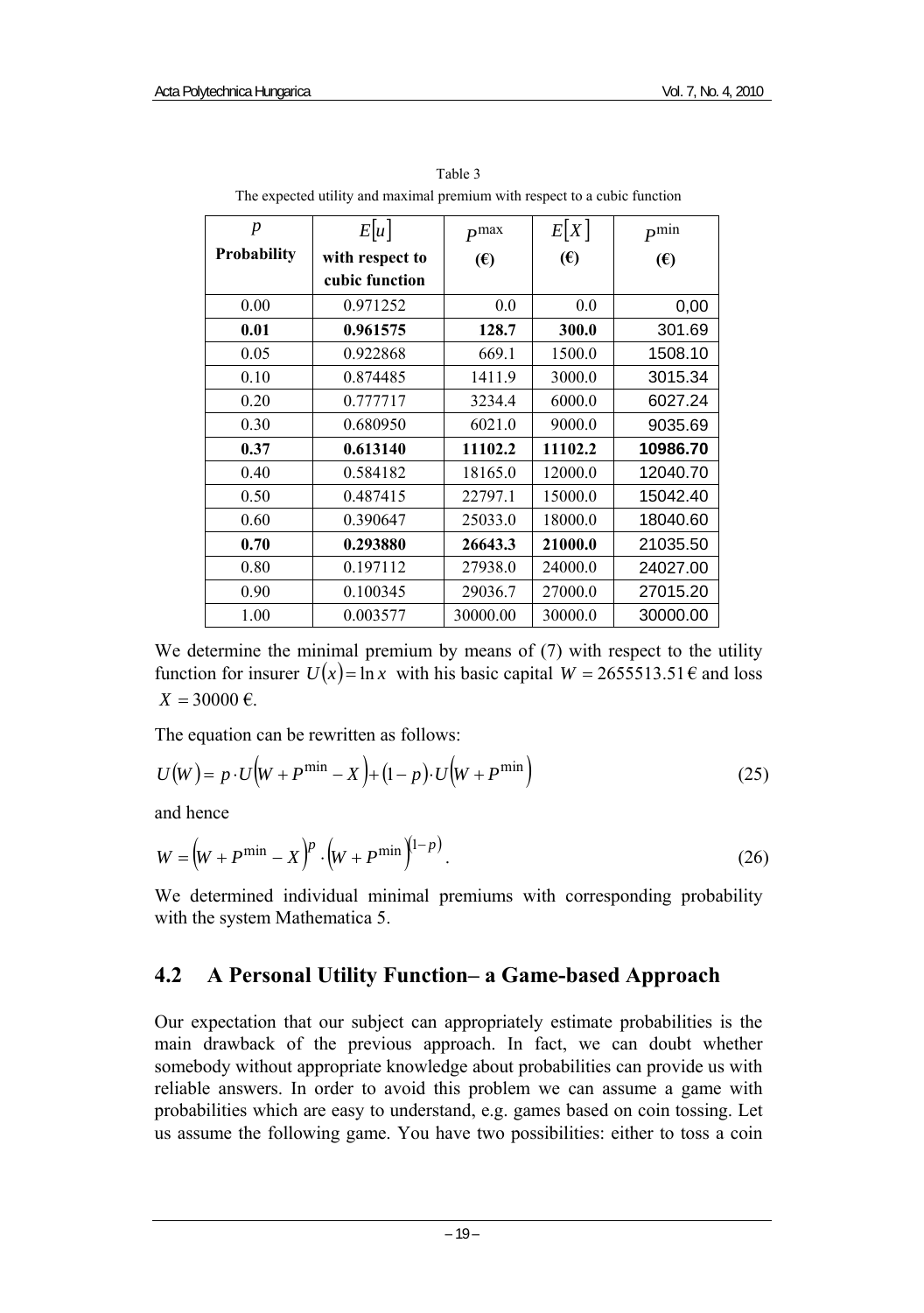Table 3
The expected utility and maximal premium with respect to a cubic function

| $p$ Probability | $E[u]$ with respect to cubic function | $P^{\max}$ (€) | $E[X]$ (€) | $P^{\min}$ (€) |
|---|---|---|---|---|
| 0.00 | 0.971252 | 0.0 | 0.0 | 0,00 |
| **0.01** | **0.961575** | **128.7** | **300.0** | 301.69 |
| 0.05 | 0.922868 | 669.1 | 1500.0 | 1508.10 |
| 0.10 | 0.874485 | 1411.9 | 3000.0 | 3015.34 |
| 0.20 | 0.777717 | 3234.4 | 6000.0 | 6027.24 |
| 0.30 | 0.680950 | 6021.0 | 9000.0 | 9035.69 |
| **0.37** | **0.613140** | **11102.2** | **11102.2** | **10986.70** |
| 0.40 | 0.584182 | 18165.0 | 12000.0 | 12040.70 |
| 0.50 | 0.487415 | 22797.1 | 15000.0 | 15042.40 |
| 0.60 | 0.390647 | 25033.0 | 18000.0 | 18040.60 |
| **0.70** | **0.293880** | **26643.3** | **21000.0** | 21035.50 |
| 0.80 | 0.197112 | 27938.0 | 24000.0 | 24027.00 |
| 0.90 | 0.100345 | 29036.7 | 27000.0 | 27015.20 |
| 1.00 | 0.003577 | 30000.00 | 30000.0 | 30000.00 |

We determine the minimal premium by means of (7) with respect to the utility function for insurer $U(x) = \ln x$ with his basic capital $W = 2655513.51$ € and loss $X = 30000$ €.

The equation can be rewritten as follows:

$$U(W) = p \cdot U\left(W + P^{\min} - X\right) + (1 - p) \cdot U\left(W + P^{\min}\right) \tag{25}$$

and hence

$$W = \left(W + P^{\min} - X\right)^{p} \cdot \left(W + P^{\min}\right)^{(1-p)}. \tag{26}$$

We determined individual minimal premiums with corresponding probability with the system Mathematica 5.

## 4.2 A Personal Utility Function– a Game-based Approach

Our expectation that our subject can appropriately estimate probabilities is the main drawback of the previous approach. In fact, we can doubt whether somebody without appropriate knowledge about probabilities can provide us with reliable answers. In order to avoid this problem we can assume a game with probabilities which are easy to understand, e.g. games based on coin tossing. Let us assume the following game. You have two possibilities: either to toss a coin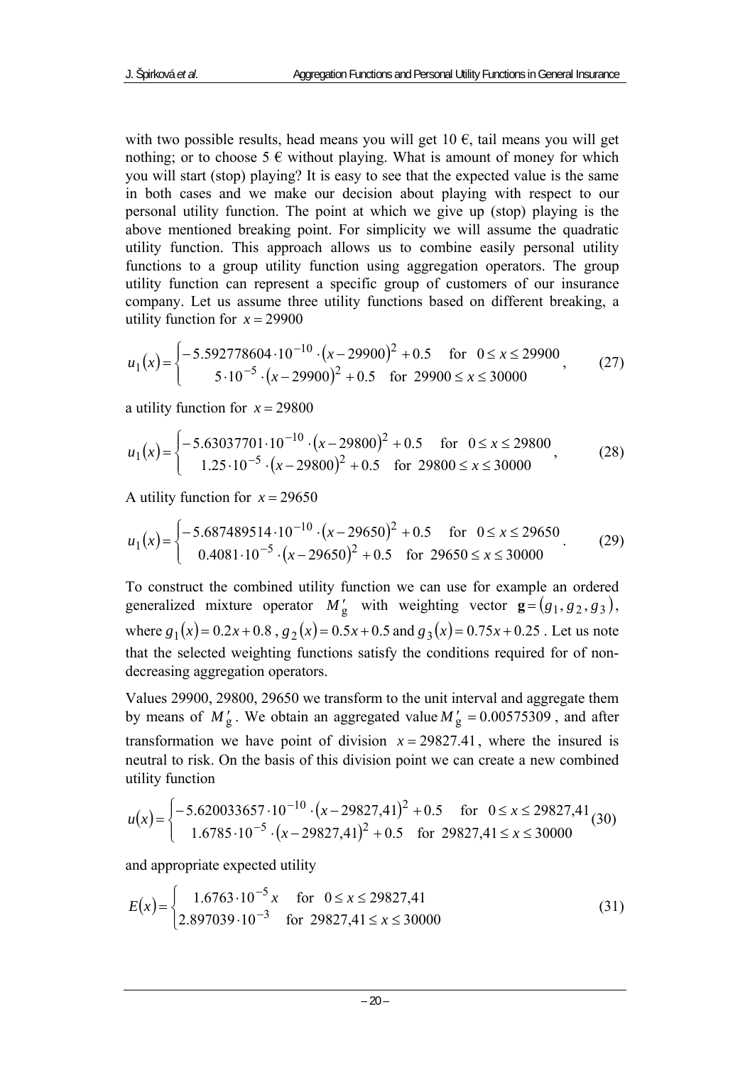with two possible results, head means you will get 10 €, tail means you will get nothing; or to choose 5 € without playing. What is amount of money for which you will start (stop) playing? It is easy to see that the expected value is the same in both cases and we make our decision about playing with respect to our personal utility function. The point at which we give up (stop) playing is the above mentioned breaking point. For simplicity we will assume the quadratic utility function. This approach allows us to combine easily personal utility functions to a group utility function using aggregation operators. The group utility function can represent a specific group of customers of our insurance company. Let us assume three utility functions based on different breaking, a utility function for $x = 29900$

$$u_1(x) = \begin{cases} -5.592778604 \cdot 10^{-10} \cdot (x - 29900)^2 + 0.5 & \text{for } \; 0 \le x \le 29900 \\ 5 \cdot 10^{-5} \cdot (x - 29900)^2 + 0.5 & \text{for } \; 29900 \le x \le 30000 \end{cases}, \tag{27}$$

a utility function for $x = 29800$

$$u_1(x) = \begin{cases} -5.63037701 \cdot 10^{-10} \cdot (x - 29800)^2 + 0.5 & \text{for } \; 0 \le x \le 29800 \\ 1.25 \cdot 10^{-5} \cdot (x - 29800)^2 + 0.5 & \text{for } \; 29800 \le x \le 30000 \end{cases}, \tag{28}$$

A utility function for $x = 29650$

$$u_1(x) = \begin{cases} -5.687489514 \cdot 10^{-10} \cdot (x - 29650)^2 + 0.5 & \text{for } \; 0 \le x \le 29650 \\ 0.4081 \cdot 10^{-5} \cdot (x - 29650)^2 + 0.5 & \text{for } \; 29650 \le x \le 30000 \end{cases}. \tag{29}$$

To construct the combined utility function we can use for example an ordered generalized mixture operator $M'_{\text{g}}$ with weighting vector $\mathbf{g} = (g_1, g_2, g_3)$, where $g_1(x) = 0.2x + 0.8$, $g_2(x) = 0.5x + 0.5$ and $g_3(x) = 0.75x + 0.25$. Let us note that the selected weighting functions satisfy the conditions required for of non-decreasing aggregation operators.

Values 29900, 29800, 29650 we transform to the unit interval and aggregate them by means of $M'_{\text{g}}$. We obtain an aggregated value $M'_{\text{g}} = 0.00575309$, and after transformation we have point of division $x = 29827.41$, where the insured is neutral to risk. On the basis of this division point we can create a new combined utility function

$$u(x) = \begin{cases} -5.620033657 \cdot 10^{-10} \cdot (x - 29827{,}41)^2 + 0.5 & \text{for } \; 0 \le x \le 29827{,}41 \\ 1.6785 \cdot 10^{-5} \cdot (x - 29827{,}41)^2 + 0.5 & \text{for } \; 29827{,}41 \le x \le 30000 \end{cases} \tag{30}$$

and appropriate expected utility

$$E(x) = \begin{cases} 1.6763 \cdot 10^{-5} x & \text{for } \; 0 \le x \le 29827{,}41 \\ 2.897039 \cdot 10^{-3} & \text{for } \; 29827{,}41 \le x \le 30000 \end{cases} \tag{31}$$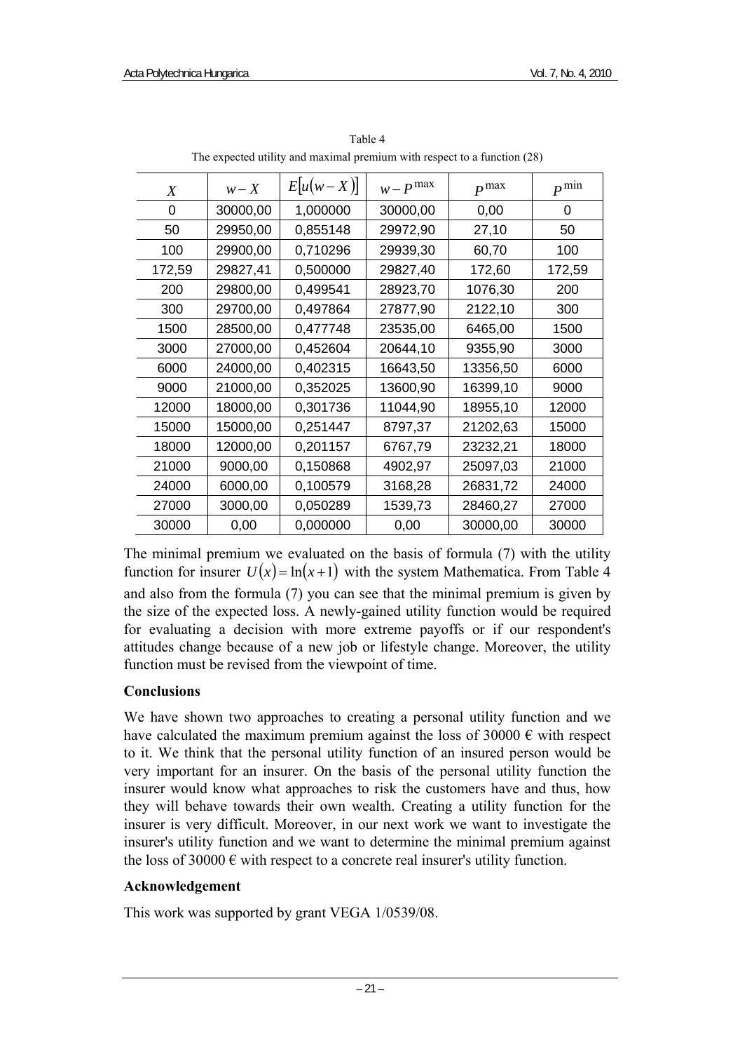Table 4
The expected utility and maximal premium with respect to a function (28)

| $X$ | $w-X$ | $E[u(w-X)]$ | $w-P^{\max}$ | $P^{\max}$ | $P^{\min}$ |
|---|---|---|---|---|---|
| 0 | 30000,00 | 1,000000 | 30000,00 | 0,00 | 0 |
| 50 | 29950,00 | 0,855148 | 29972,90 | 27,10 | 50 |
| 100 | 29900,00 | 0,710296 | 29939,30 | 60,70 | 100 |
| 172,59 | 29827,41 | 0,500000 | 29827,40 | 172,60 | 172,59 |
| 200 | 29800,00 | 0,499541 | 28923,70 | 1076,30 | 200 |
| 300 | 29700,00 | 0,497864 | 27877,90 | 2122,10 | 300 |
| 1500 | 28500,00 | 0,477748 | 23535,00 | 6465,00 | 1500 |
| 3000 | 27000,00 | 0,452604 | 20644,10 | 9355,90 | 3000 |
| 6000 | 24000,00 | 0,402315 | 16643,50 | 13356,50 | 6000 |
| 9000 | 21000,00 | 0,352025 | 13600,90 | 16399,10 | 9000 |
| 12000 | 18000,00 | 0,301736 | 11044,90 | 18955,10 | 12000 |
| 15000 | 15000,00 | 0,251447 | 8797,37 | 21202,63 | 15000 |
| 18000 | 12000,00 | 0,201157 | 6767,79 | 23232,21 | 18000 |
| 21000 | 9000,00 | 0,150868 | 4902,97 | 25097,03 | 21000 |
| 24000 | 6000,00 | 0,100579 | 3168,28 | 26831,72 | 24000 |
| 27000 | 3000,00 | 0,050289 | 1539,73 | 28460,27 | 27000 |
| 30000 | 0,00 | 0,000000 | 0,00 | 30000,00 | 30000 |

The minimal premium we evaluated on the basis of formula (7) with the utility function for insurer $U(x) = \ln(x+1)$ with the system Mathematica. From Table 4 and also from the formula (7) you can see that the minimal premium is given by the size of the expected loss. A newly-gained utility function would be required for evaluating a decision with more extreme payoffs or if our respondent's attitudes change because of a new job or lifestyle change. Moreover, the utility function must be revised from the viewpoint of time.

## Conclusions

We have shown two approaches to creating a personal utility function and we have calculated the maximum premium against the loss of 30000 € with respect to it. We think that the personal utility function of an insured person would be very important for an insurer. On the basis of the personal utility function the insurer would know what approaches to risk the customers have and thus, how they will behave towards their own wealth. Creating a utility function for the insurer is very difficult. Moreover, in our next work we want to investigate the insurer's utility function and we want to determine the minimal premium against the loss of 30000 € with respect to a concrete real insurer's utility function.

## Acknowledgement

This work was supported by grant VEGA 1/0539/08.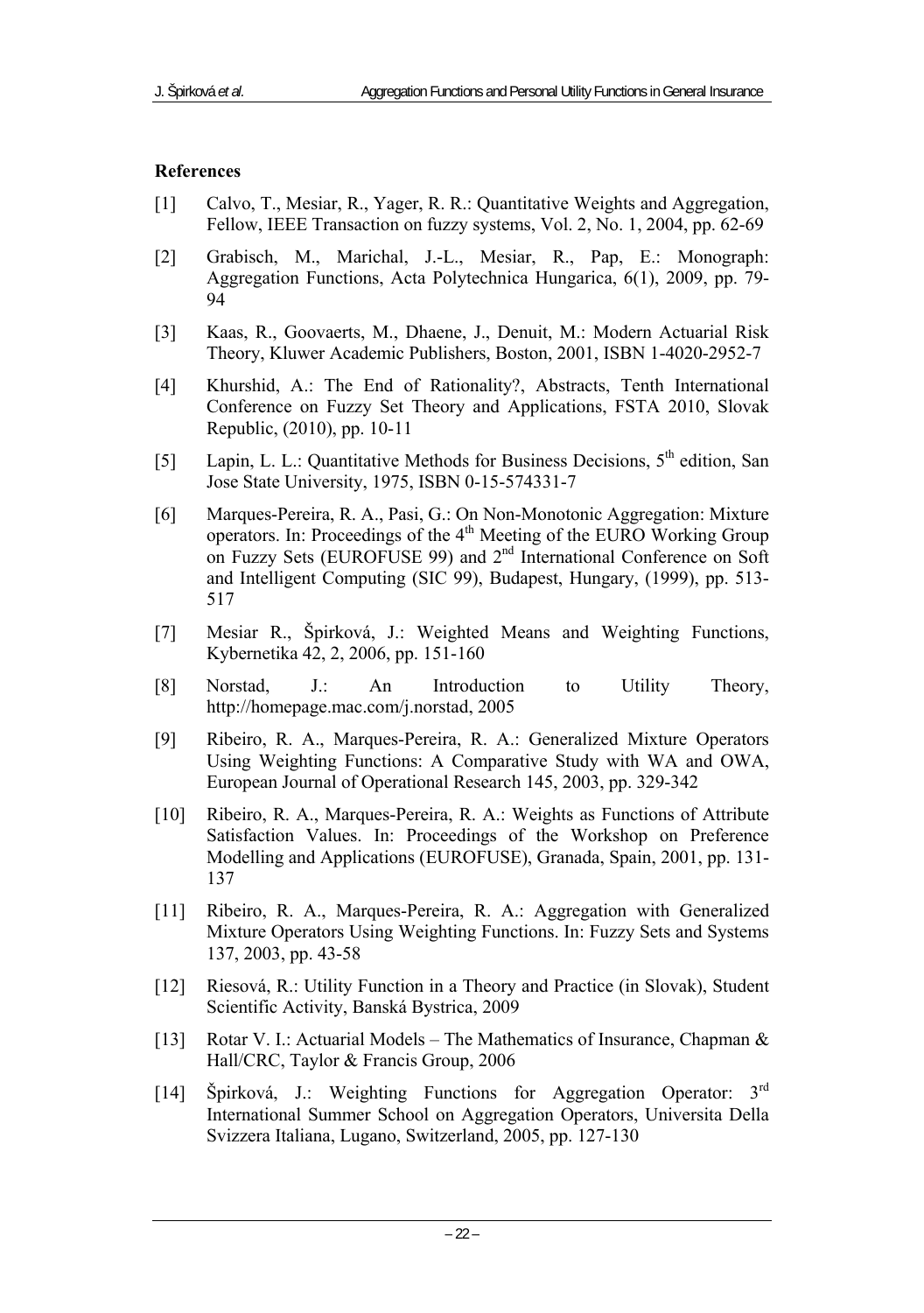## References

[1] Calvo, T., Mesiar, R., Yager, R. R.: Quantitative Weights and Aggregation, Fellow, IEEE Transaction on fuzzy systems, Vol. 2, No. 1, 2004, pp. 62-69

[2] Grabisch, M., Marichal, J.-L., Mesiar, R., Pap, E.: Monograph: Aggregation Functions, Acta Polytechnica Hungarica, 6(1), 2009, pp. 79-94

[3] Kaas, R., Goovaerts, M., Dhaene, J., Denuit, M.: Modern Actuarial Risk Theory, Kluwer Academic Publishers, Boston, 2001, ISBN 1-4020-2952-7

[4] Khurshid, A.: The End of Rationality?, Abstracts, Tenth International Conference on Fuzzy Set Theory and Applications, FSTA 2010, Slovak Republic, (2010), pp. 10-11

[5] Lapin, L. L.: Quantitative Methods for Business Decisions, 5th edition, San Jose State University, 1975, ISBN 0-15-574331-7

[6] Marques-Pereira, R. A., Pasi, G.: On Non-Monotonic Aggregation: Mixture operators. In: Proceedings of the 4th Meeting of the EURO Working Group on Fuzzy Sets (EUROFUSE 99) and 2nd International Conference on Soft and Intelligent Computing (SIC 99), Budapest, Hungary, (1999), pp. 513-517

[7] Mesiar R., Špirková, J.: Weighted Means and Weighting Functions, Kybernetika 42, 2, 2006, pp. 151-160

[8] Norstad, J.: An Introduction to Utility Theory, http://homepage.mac.com/j.norstad, 2005

[9] Ribeiro, R. A., Marques-Pereira, R. A.: Generalized Mixture Operators Using Weighting Functions: A Comparative Study with WA and OWA, European Journal of Operational Research 145, 2003, pp. 329-342

[10] Ribeiro, R. A., Marques-Pereira, R. A.: Weights as Functions of Attribute Satisfaction Values. In: Proceedings of the Workshop on Preference Modelling and Applications (EUROFUSE), Granada, Spain, 2001, pp. 131-137

[11] Ribeiro, R. A., Marques-Pereira, R. A.: Aggregation with Generalized Mixture Operators Using Weighting Functions. In: Fuzzy Sets and Systems 137, 2003, pp. 43-58

[12] Riesová, R.: Utility Function in a Theory and Practice (in Slovak), Student Scientific Activity, Banská Bystrica, 2009

[13] Rotar V. I.: Actuarial Models – The Mathematics of Insurance, Chapman & Hall/CRC, Taylor & Francis Group, 2006

[14] Špirková, J.: Weighting Functions for Aggregation Operator: 3rd International Summer School on Aggregation Operators, Universita Della Svizzera Italiana, Lugano, Switzerland, 2005, pp. 127-130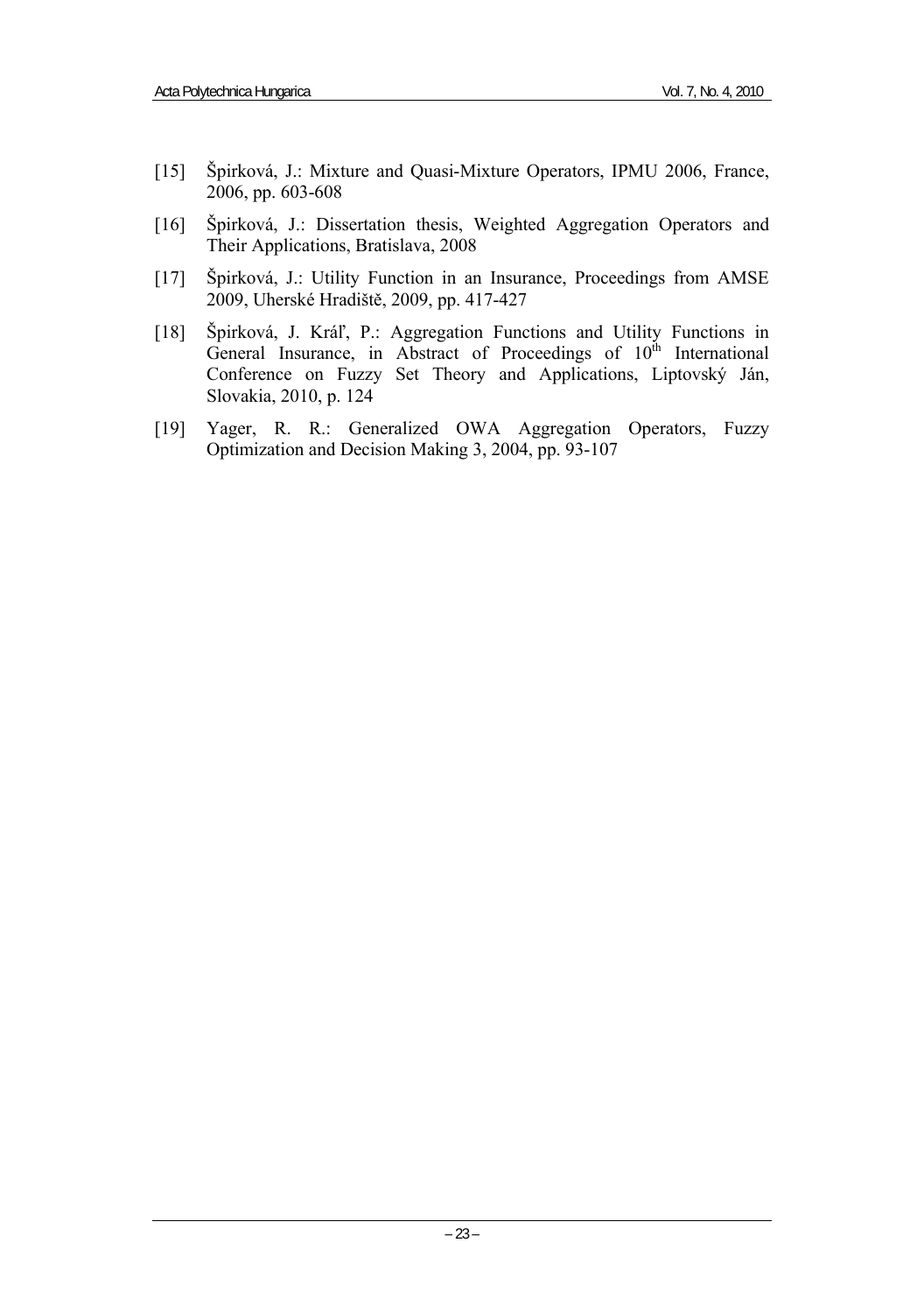[15] Špirková, J.: Mixture and Quasi-Mixture Operators, IPMU 2006, France, 2006, pp. 603-608

[16] Špirková, J.: Dissertation thesis, Weighted Aggregation Operators and Their Applications, Bratislava, 2008

[17] Špirková, J.: Utility Function in an Insurance, Proceedings from AMSE 2009, Uherské Hradiště, 2009, pp. 417-427

[18] Špirková, J. Kráľ, P.: Aggregation Functions and Utility Functions in General Insurance, in Abstract of Proceedings of 10th International Conference on Fuzzy Set Theory and Applications, Liptovský Ján, Slovakia, 2010, p. 124

[19] Yager, R. R.: Generalized OWA Aggregation Operators, Fuzzy Optimization and Decision Making 3, 2004, pp. 93-107